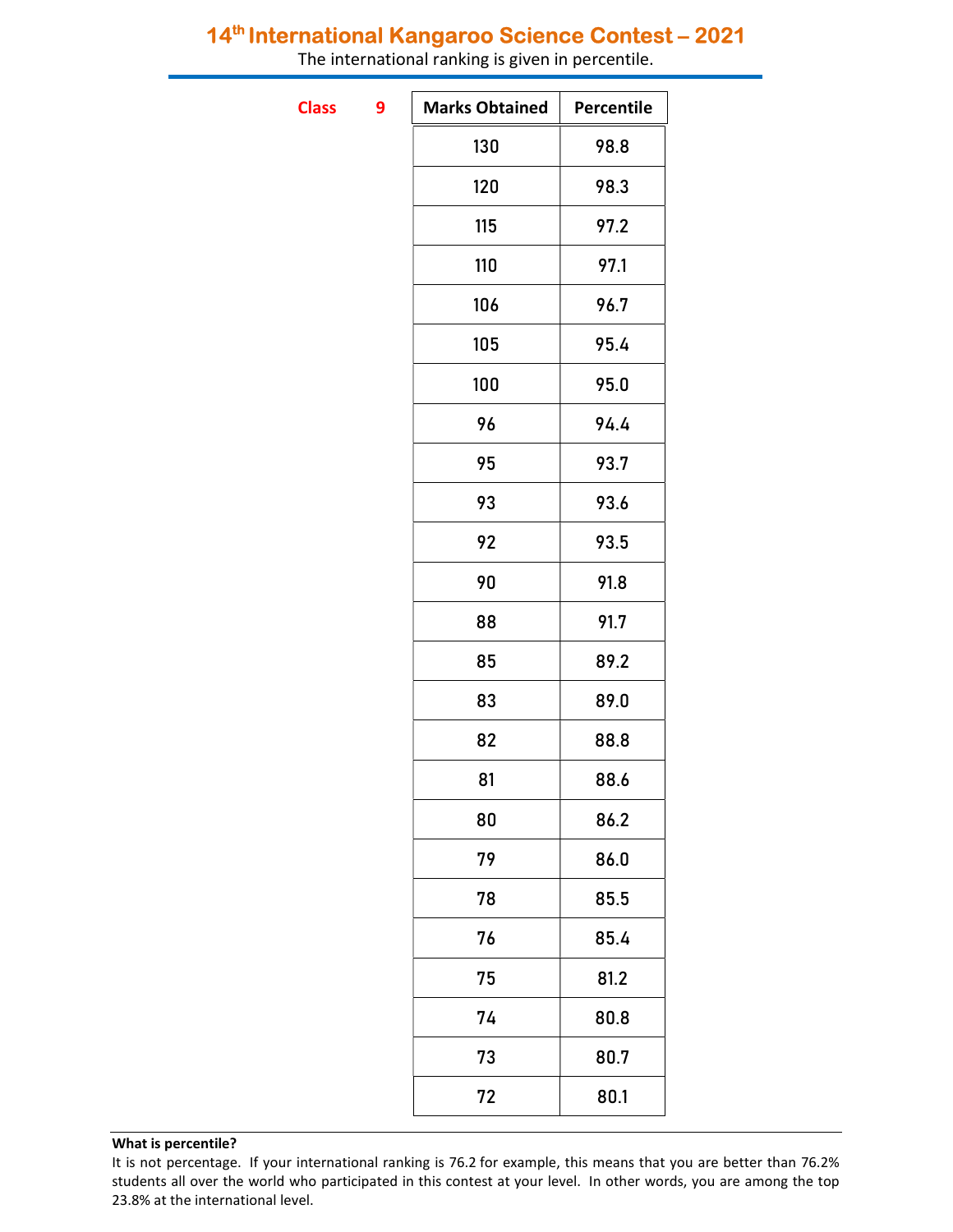# 14th International Kangaroo Science Contest – 2021

The international ranking is given in percentile.

**Class 9**

| Marks Obtained | Percentile |
|---|---|
| 130 | 98.8 |
| 120 | 98.3 |
| 115 | 97.2 |
| 110 | 97.1 |
| 106 | 96.7 |
| 105 | 95.4 |
| 100 | 95.0 |
| 96 | 94.4 |
| 95 | 93.7 |
| 93 | 93.6 |
| 92 | 93.5 |
| 90 | 91.8 |
| 88 | 91.7 |
| 85 | 89.2 |
| 83 | 89.0 |
| 82 | 88.8 |
| 81 | 88.6 |
| 80 | 86.2 |
| 79 | 86.0 |
| 78 | 85.5 |
| 76 | 85.4 |
| 75 | 81.2 |
| 74 | 80.8 |
| 73 | 80.7 |
| 72 | 80.1 |

**What is percentile?**

It is not percentage. If your international ranking is 76.2 for example, this means that you are better than 76.2% students all over the world who participated in this contest at your level. In other words, you are among the top 23.8% at the international level.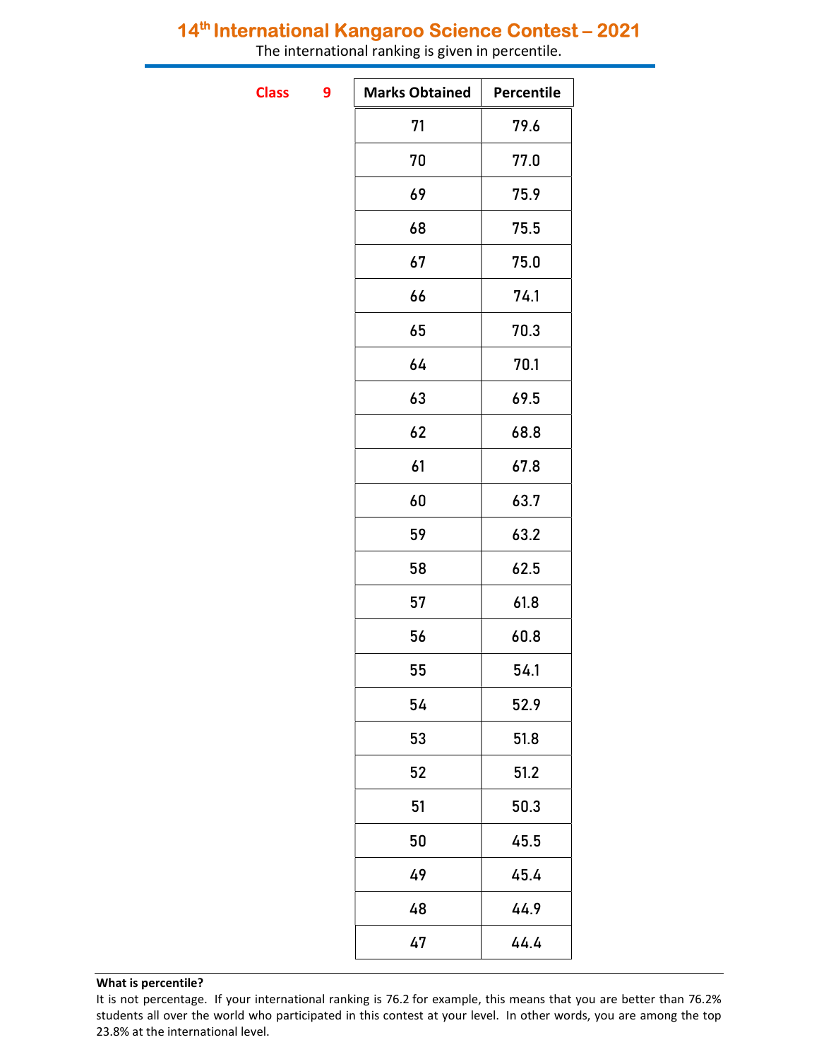# 14th International Kangaroo Science Contest – 2021

The international ranking is given in percentile.

**Class 9**

| Marks Obtained | Percentile |
|---|---|
| 71 | 79.6 |
| 70 | 77.0 |
| 69 | 75.9 |
| 68 | 75.5 |
| 67 | 75.0 |
| 66 | 74.1 |
| 65 | 70.3 |
| 64 | 70.1 |
| 63 | 69.5 |
| 62 | 68.8 |
| 61 | 67.8 |
| 60 | 63.7 |
| 59 | 63.2 |
| 58 | 62.5 |
| 57 | 61.8 |
| 56 | 60.8 |
| 55 | 54.1 |
| 54 | 52.9 |
| 53 | 51.8 |
| 52 | 51.2 |
| 51 | 50.3 |
| 50 | 45.5 |
| 49 | 45.4 |
| 48 | 44.9 |
| 47 | 44.4 |

**What is percentile?**

It is not percentage. If your international ranking is 76.2 for example, this means that you are better than 76.2% students all over the world who participated in this contest at your level. In other words, you are among the top 23.8% at the international level.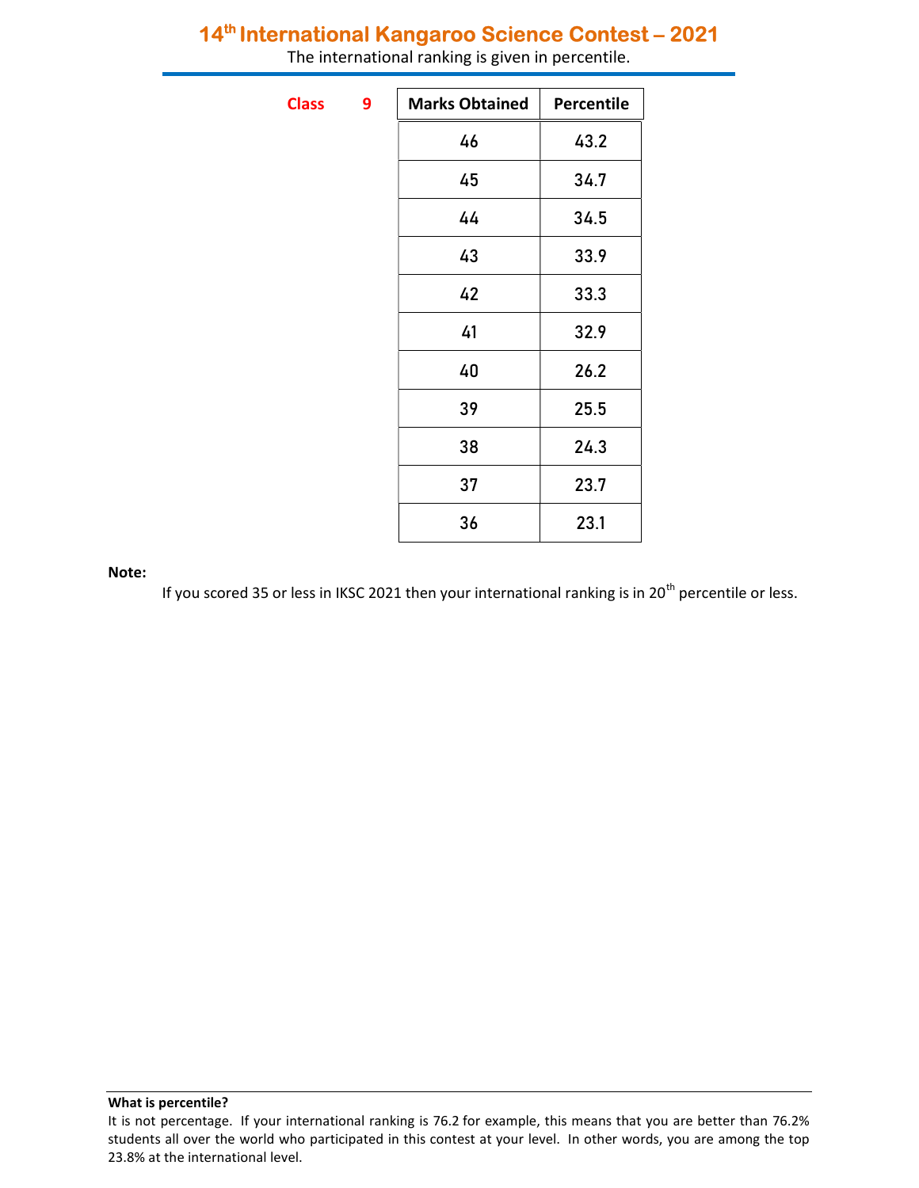# 14th International Kangaroo Science Contest – 2021

The international ranking is given in percentile.

**Class 9**

| Marks Obtained | Percentile |
|---|---|
| 46 | 43.2 |
| 45 | 34.7 |
| 44 | 34.5 |
| 43 | 33.9 |
| 42 | 33.3 |
| 41 | 32.9 |
| 40 | 26.2 |
| 39 | 25.5 |
| 38 | 24.3 |
| 37 | 23.7 |
| 36 | 23.1 |

**Note:**

If you scored 35 or less in IKSC 2021 then your international ranking is in 20th percentile or less.

**What is percentile?**

It is not percentage. If your international ranking is 76.2 for example, this means that you are better than 76.2% students all over the world who participated in this contest at your level. In other words, you are among the top 23.8% at the international level.